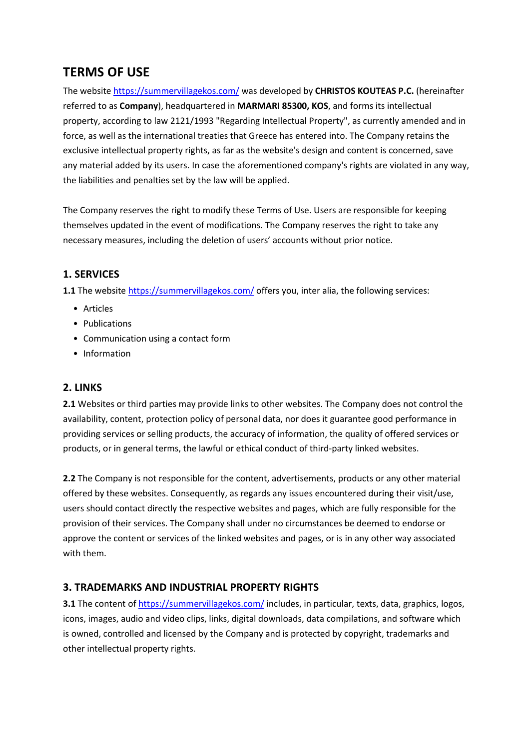# TERMS OF USE

The website https://summervillagekos.com/ was developed by **CHRISTOS KOUTEAS P.C.** (hereinafter referred to as **Company**), headquartered in **MARMARI 85300, KOS**, and forms its intellectual property, according to law 2121/1993 "Regarding Intellectual Property", as currently amended and in force, as well as the international treaties that Greece has entered into. The Company retains the exclusive intellectual property rights, as far as the website's design and content is concerned, save any material added by its users. In case the aforementioned company's rights are violated in any way, the liabilities and penalties set by the law will be applied.

The Company reserves the right to modify these Terms of Use. Users are responsible for keeping themselves updated in the event of modifications. The Company reserves the right to take any necessary measures, including the deletion of users' accounts without prior notice.

## 1. SERVICES

**1.1** The website https://summervillagekos.com/ offers you, inter alia, the following services:

- Articles
- Publications
- Communication using a contact form
- Information

## 2. LINKS

**2.1** Websites or third parties may provide links to other websites. The Company does not control the availability, content, protection policy of personal data, nor does it guarantee good performance in providing services or selling products, the accuracy of information, the quality of offered services or products, or in general terms, the lawful or ethical conduct of third-party linked websites.

**2.2** The Company is not responsible for the content, advertisements, products or any other material offered by these websites. Consequently, as regards any issues encountered during their visit/use, users should contact directly the respective websites and pages, which are fully responsible for the provision of their services. The Company shall under no circumstances be deemed to endorse or approve the content or services of the linked websites and pages, or is in any other way associated with them.

## 3. TRADEMARKS AND INDUSTRIAL PROPERTY RIGHTS

**3.1** The content of https://summervillagekos.com/ includes, in particular, texts, data, graphics, logos, icons, images, audio and video clips, links, digital downloads, data compilations, and software which is owned, controlled and licensed by the Company and is protected by copyright, trademarks and other intellectual property rights.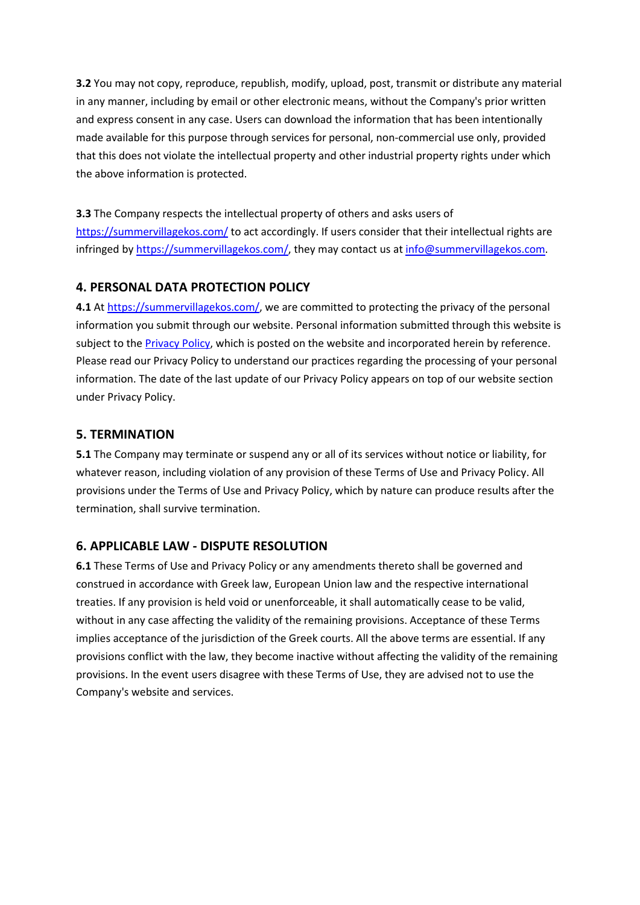**3.2** You may not copy, reproduce, republish, modify, upload, post, transmit or distribute any material in any manner, including by email or other electronic means, without the Company's prior written and express consent in any case. Users can download the information that has been intentionally made available for this purpose through services for personal, non-commercial use only, provided that this does not violate the intellectual property and other industrial property rights under which the above information is protected.

**3.3** The Company respects the intellectual property of others and asks users of [https://summervillagekos.com/](https://summervillagekos.com/) to act accordingly. If users consider that their intellectual rights are infringed by [https://summervillagekos.com/](https://summervillagekos.com/), they may contact us at [info@summervillagekos.com](mailto:info@summervillagekos.com).

## 4. PERSONAL DATA PROTECTION POLICY

**4.1** At [https://summervillagekos.com/](https://summervillagekos.com/), we are committed to protecting the privacy of the personal information you submit through our website. Personal information submitted through this website is subject to the Privacy Policy, which is posted on the website and incorporated herein by reference. Please read our Privacy Policy to understand our practices regarding the processing of your personal information. The date of the last update of our Privacy Policy appears on top of our website section under Privacy Policy.

## 5. TERMINATION

**5.1** The Company may terminate or suspend any or all of its services without notice or liability, for whatever reason, including violation of any provision of these Terms of Use and Privacy Policy. All provisions under the Terms of Use and Privacy Policy, which by nature can produce results after the termination, shall survive termination.

## 6. APPLICABLE LAW - DISPUTE RESOLUTION

**6.1** These Terms of Use and Privacy Policy or any amendments thereto shall be governed and construed in accordance with Greek law, European Union law and the respective international treaties. If any provision is held void or unenforceable, it shall automatically cease to be valid, without in any case affecting the validity of the remaining provisions. Acceptance of these Terms implies acceptance of the jurisdiction of the Greek courts. All the above terms are essential. If any provisions conflict with the law, they become inactive without affecting the validity of the remaining provisions. In the event users disagree with these Terms of Use, they are advised not to use the Company's website and services.